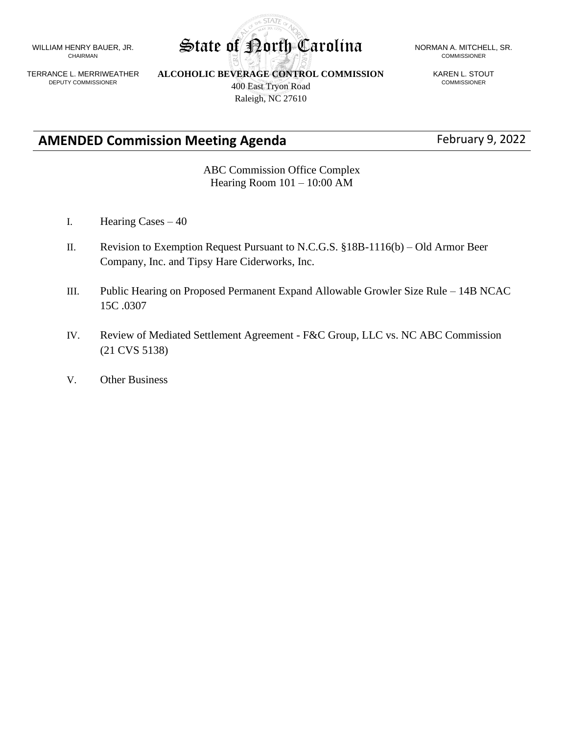WILLIAM HENRY BAUER, JR.
CHAIRMAN

TERRANCE L. MERRIWEATHER
DEPUTY COMMISSIONER

# State of North Carolina

**ALCOHOLIC BEVERAGE CONTROL COMMISSION**
400 East Tryon Road
Raleigh, NC 27610

NORMAN A. MITCHELL, SR.
COMMISSIONER

KAREN L. STOUT
COMMISSIONER

## AMENDED Commission Meeting Agenda

February 9, 2022

ABC Commission Office Complex
Hearing Room 101 – 10:00 AM

I. Hearing Cases – 40

II. Revision to Exemption Request Pursuant to N.C.G.S. §18B-1116(b) – Old Armor Beer Company, Inc. and Tipsy Hare Ciderworks, Inc.

III. Public Hearing on Proposed Permanent Expand Allowable Growler Size Rule – 14B NCAC 15C .0307

IV. Review of Mediated Settlement Agreement - F&C Group, LLC vs. NC ABC Commission (21 CVS 5138)

V. Other Business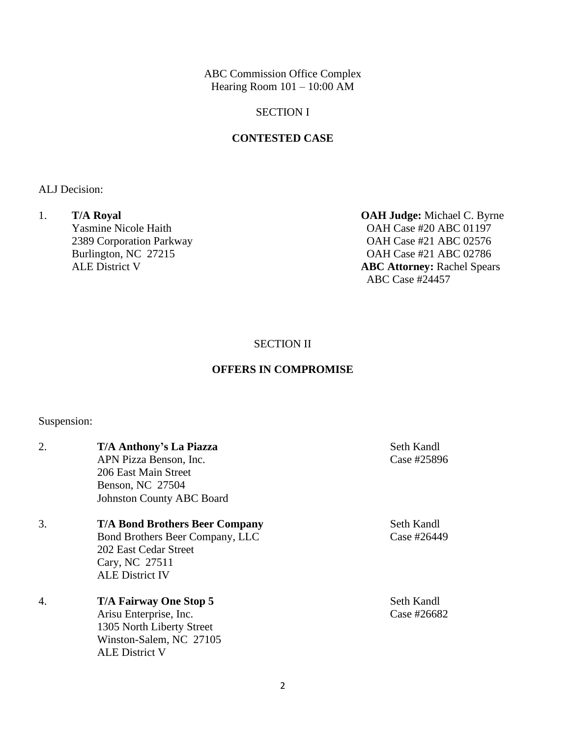ABC Commission Office Complex
Hearing Room 101 – 10:00 AM

SECTION I

**CONTESTED CASE**

ALJ Decision:

1. **T/A Royal**
   Yasmine Nicole Haith
   2389 Corporation Parkway
   Burlington, NC 27215
   ALE District V

   **OAH Judge:** Michael C. Byrne
   OAH Case #20 ABC 01197
   OAH Case #21 ABC 02576
   OAH Case #21 ABC 02786
   **ABC Attorney:** Rachel Spears
   ABC Case #24457

SECTION II

**OFFERS IN COMPROMISE**

Suspension:

2. **T/A Anthony's La Piazza**
   APN Pizza Benson, Inc.
   206 East Main Street
   Benson, NC 27504
   Johnston County ABC Board

   Seth Kandl
   Case #25896

3. **T/A Bond Brothers Beer Company**
   Bond Brothers Beer Company, LLC
   202 East Cedar Street
   Cary, NC 27511
   ALE District IV

   Seth Kandl
   Case #26449

4. **T/A Fairway One Stop 5**
   Arisu Enterprise, Inc.
   1305 North Liberty Street
   Winston-Salem, NC 27105
   ALE District V

   Seth Kandl
   Case #26682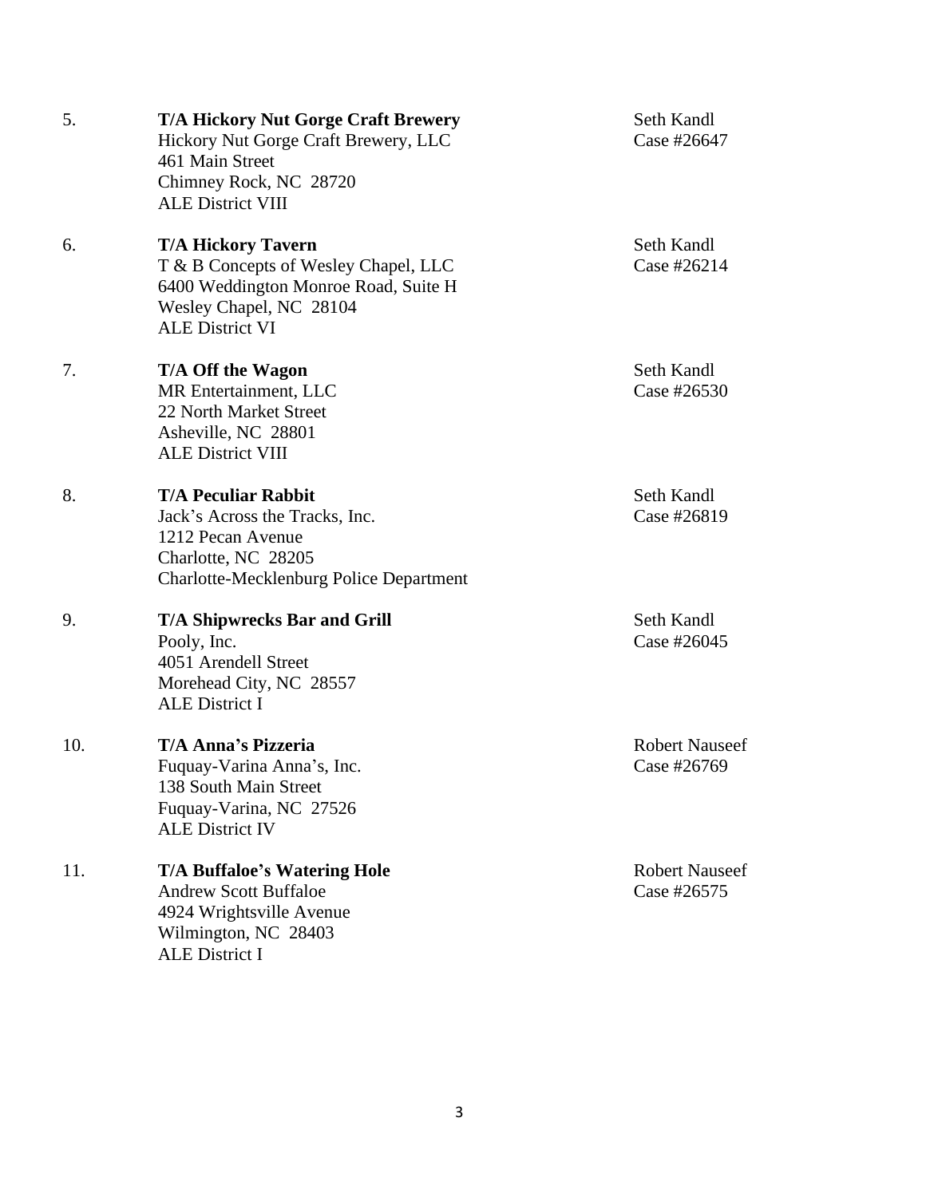5. **T/A Hickory Nut Gorge Craft Brewery**
   Hickory Nut Gorge Craft Brewery, LLC
   461 Main Street
   Chimney Rock, NC 28720
   ALE District VIII

   Seth Kandl
   Case #26647

6. **T/A Hickory Tavern**
   T & B Concepts of Wesley Chapel, LLC
   6400 Weddington Monroe Road, Suite H
   Wesley Chapel, NC 28104
   ALE District VI

   Seth Kandl
   Case #26214

7. **T/A Off the Wagon**
   MR Entertainment, LLC
   22 North Market Street
   Asheville, NC 28801
   ALE District VIII

   Seth Kandl
   Case #26530

8. **T/A Peculiar Rabbit**
   Jack's Across the Tracks, Inc.
   1212 Pecan Avenue
   Charlotte, NC 28205
   Charlotte-Mecklenburg Police Department

   Seth Kandl
   Case #26819

9. **T/A Shipwrecks Bar and Grill**
   Pooly, Inc.
   4051 Arendell Street
   Morehead City, NC 28557
   ALE District I

   Seth Kandl
   Case #26045

10. **T/A Anna's Pizzeria**
    Fuquay-Varina Anna's, Inc.
    138 South Main Street
    Fuquay-Varina, NC 27526
    ALE District IV

    Robert Nauseef
    Case #26769

11. **T/A Buffaloe's Watering Hole**
    Andrew Scott Buffaloe
    4924 Wrightsville Avenue
    Wilmington, NC 28403
    ALE District I

    Robert Nauseef
    Case #26575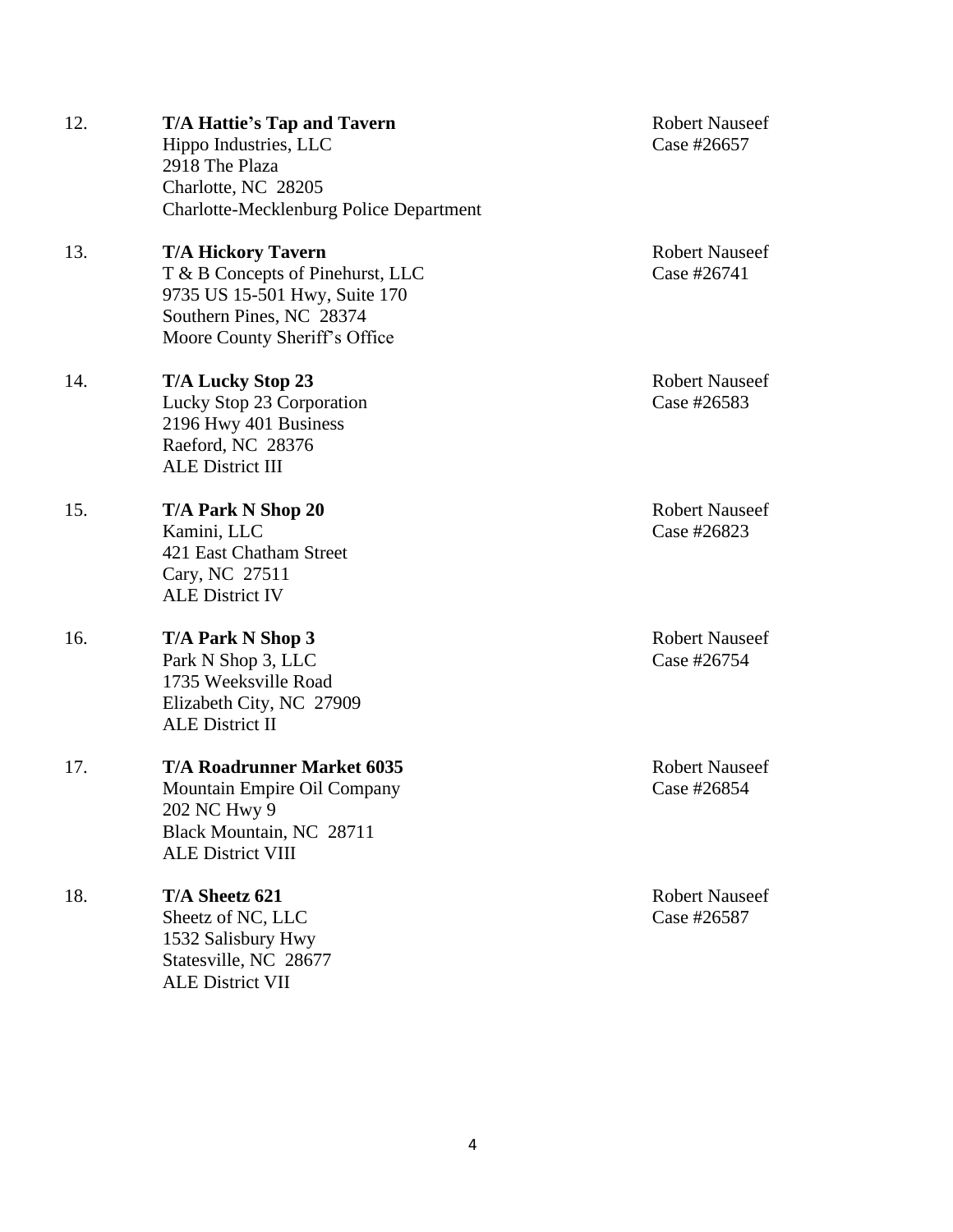12. **T/A Hattie's Tap and Tavern**
    Hippo Industries, LLC
    2918 The Plaza
    Charlotte, NC 28205
    Charlotte-Mecklenburg Police Department

    Robert Nauseef
    Case #26657

13. **T/A Hickory Tavern**
    T & B Concepts of Pinehurst, LLC
    9735 US 15-501 Hwy, Suite 170
    Southern Pines, NC 28374
    Moore County Sheriff's Office

    Robert Nauseef
    Case #26741

14. **T/A Lucky Stop 23**
    Lucky Stop 23 Corporation
    2196 Hwy 401 Business
    Raeford, NC 28376
    ALE District III

    Robert Nauseef
    Case #26583

15. **T/A Park N Shop 20**
    Kamini, LLC
    421 East Chatham Street
    Cary, NC 27511
    ALE District IV

    Robert Nauseef
    Case #26823

16. **T/A Park N Shop 3**
    Park N Shop 3, LLC
    1735 Weeksville Road
    Elizabeth City, NC 27909
    ALE District II

    Robert Nauseef
    Case #26754

17. **T/A Roadrunner Market 6035**
    Mountain Empire Oil Company
    202 NC Hwy 9
    Black Mountain, NC 28711
    ALE District VIII

    Robert Nauseef
    Case #26854

18. **T/A Sheetz 621**
    Sheetz of NC, LLC
    1532 Salisbury Hwy
    Statesville, NC 28677
    ALE District VII

    Robert Nauseef
    Case #26587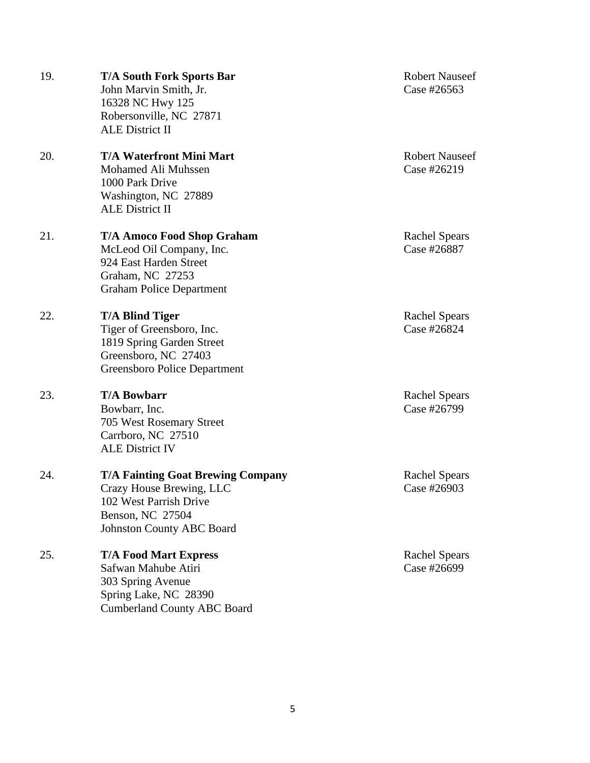19. **T/A South Fork Sports Bar**
    John Marvin Smith, Jr.
    16328 NC Hwy 125
    Robersonville, NC 27871
    ALE District II

    Robert Nauseef
    Case #26563

20. **T/A Waterfront Mini Mart**
    Mohamed Ali Muhssen
    1000 Park Drive
    Washington, NC 27889
    ALE District II

    Robert Nauseef
    Case #26219

21. **T/A Amoco Food Shop Graham**
    McLeod Oil Company, Inc.
    924 East Harden Street
    Graham, NC 27253
    Graham Police Department

    Rachel Spears
    Case #26887

22. **T/A Blind Tiger**
    Tiger of Greensboro, Inc.
    1819 Spring Garden Street
    Greensboro, NC 27403
    Greensboro Police Department

    Rachel Spears
    Case #26824

23. **T/A Bowbarr**
    Bowbarr, Inc.
    705 West Rosemary Street
    Carrboro, NC 27510
    ALE District IV

    Rachel Spears
    Case #26799

24. **T/A Fainting Goat Brewing Company**
    Crazy House Brewing, LLC
    102 West Parrish Drive
    Benson, NC 27504
    Johnston County ABC Board

    Rachel Spears
    Case #26903

25. **T/A Food Mart Express**
    Safwan Mahube Atiri
    303 Spring Avenue
    Spring Lake, NC 28390
    Cumberland County ABC Board

    Rachel Spears
    Case #26699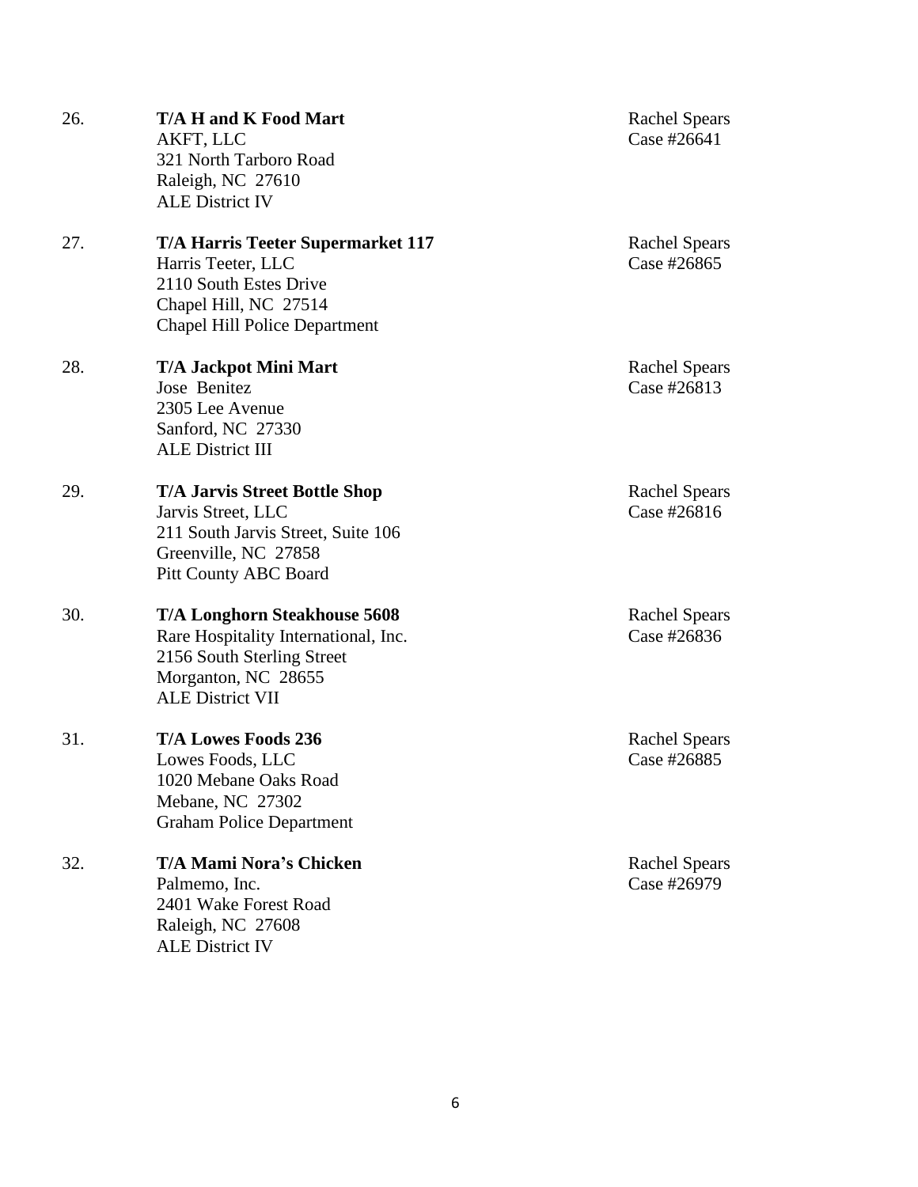26. **T/A H and K Food Mart**
    AKFT, LLC
    321 North Tarboro Road
    Raleigh, NC 27610
    ALE District IV

    Rachel Spears
    Case #26641

27. **T/A Harris Teeter Supermarket 117**
    Harris Teeter, LLC
    2110 South Estes Drive
    Chapel Hill, NC 27514
    Chapel Hill Police Department

    Rachel Spears
    Case #26865

28. **T/A Jackpot Mini Mart**
    Jose Benitez
    2305 Lee Avenue
    Sanford, NC 27330
    ALE District III

    Rachel Spears
    Case #26813

29. **T/A Jarvis Street Bottle Shop**
    Jarvis Street, LLC
    211 South Jarvis Street, Suite 106
    Greenville, NC 27858
    Pitt County ABC Board

    Rachel Spears
    Case #26816

30. **T/A Longhorn Steakhouse 5608**
    Rare Hospitality International, Inc.
    2156 South Sterling Street
    Morganton, NC 28655
    ALE District VII

    Rachel Spears
    Case #26836

31. **T/A Lowes Foods 236**
    Lowes Foods, LLC
    1020 Mebane Oaks Road
    Mebane, NC 27302
    Graham Police Department

    Rachel Spears
    Case #26885

32. **T/A Mami Nora's Chicken**
    Palmemo, Inc.
    2401 Wake Forest Road
    Raleigh, NC 27608
    ALE District IV

    Rachel Spears
    Case #26979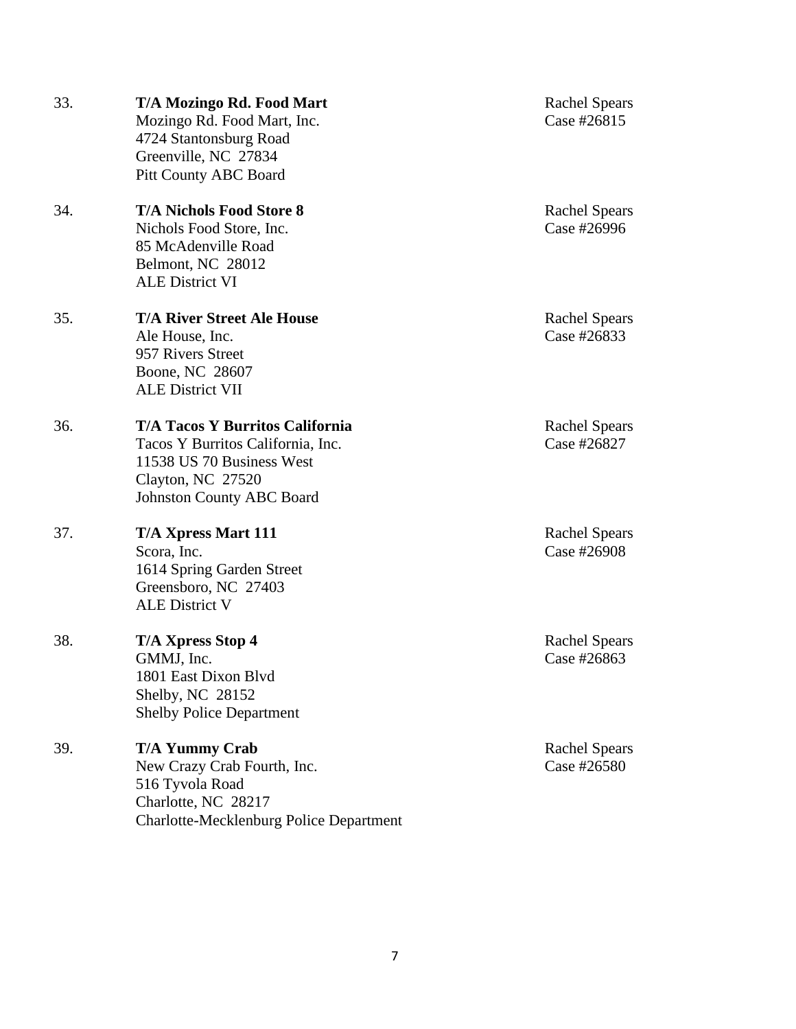33. **T/A Mozingo Rd. Food Mart**
    Mozingo Rd. Food Mart, Inc.
    4724 Stantonsburg Road
    Greenville, NC 27834
    Pitt County ABC Board

    Rachel Spears
    Case #26815

34. **T/A Nichols Food Store 8**
    Nichols Food Store, Inc.
    85 McAdenville Road
    Belmont, NC 28012
    ALE District VI

    Rachel Spears
    Case #26996

35. **T/A River Street Ale House**
    Ale House, Inc.
    957 Rivers Street
    Boone, NC 28607
    ALE District VII

    Rachel Spears
    Case #26833

36. **T/A Tacos Y Burritos California**
    Tacos Y Burritos California, Inc.
    11538 US 70 Business West
    Clayton, NC 27520
    Johnston County ABC Board

    Rachel Spears
    Case #26827

37. **T/A Xpress Mart 111**
    Scora, Inc.
    1614 Spring Garden Street
    Greensboro, NC 27403
    ALE District V

    Rachel Spears
    Case #26908

38. **T/A Xpress Stop 4**
    GMMJ, Inc.
    1801 East Dixon Blvd
    Shelby, NC 28152
    Shelby Police Department

    Rachel Spears
    Case #26863

39. **T/A Yummy Crab**
    New Crazy Crab Fourth, Inc.
    516 Tyvola Road
    Charlotte, NC 28217
    Charlotte-Mecklenburg Police Department

    Rachel Spears
    Case #26580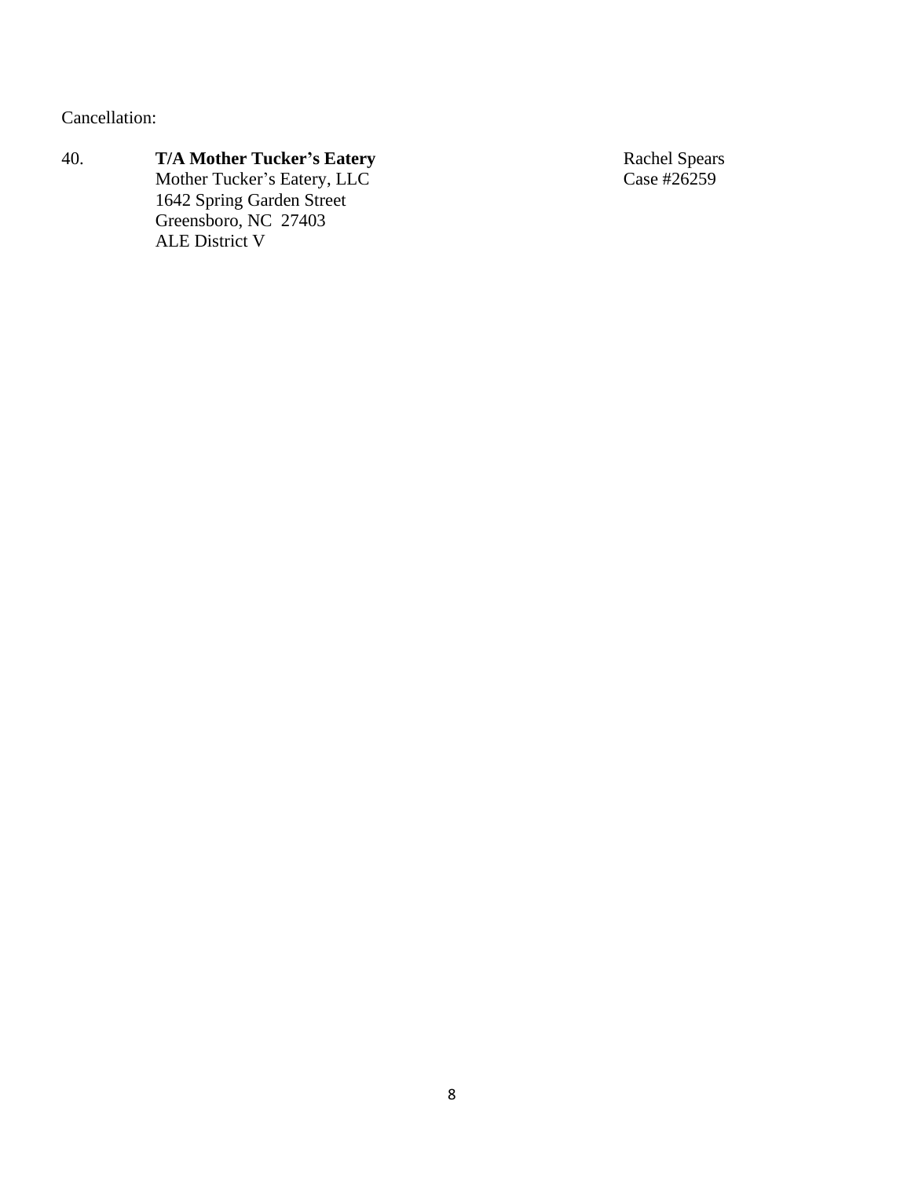Cancellation:

40. **T/A Mother Tucker's Eatery**
Mother Tucker's Eatery, LLC
1642 Spring Garden Street
Greensboro, NC 27403
ALE District V

Rachel Spears
Case #26259